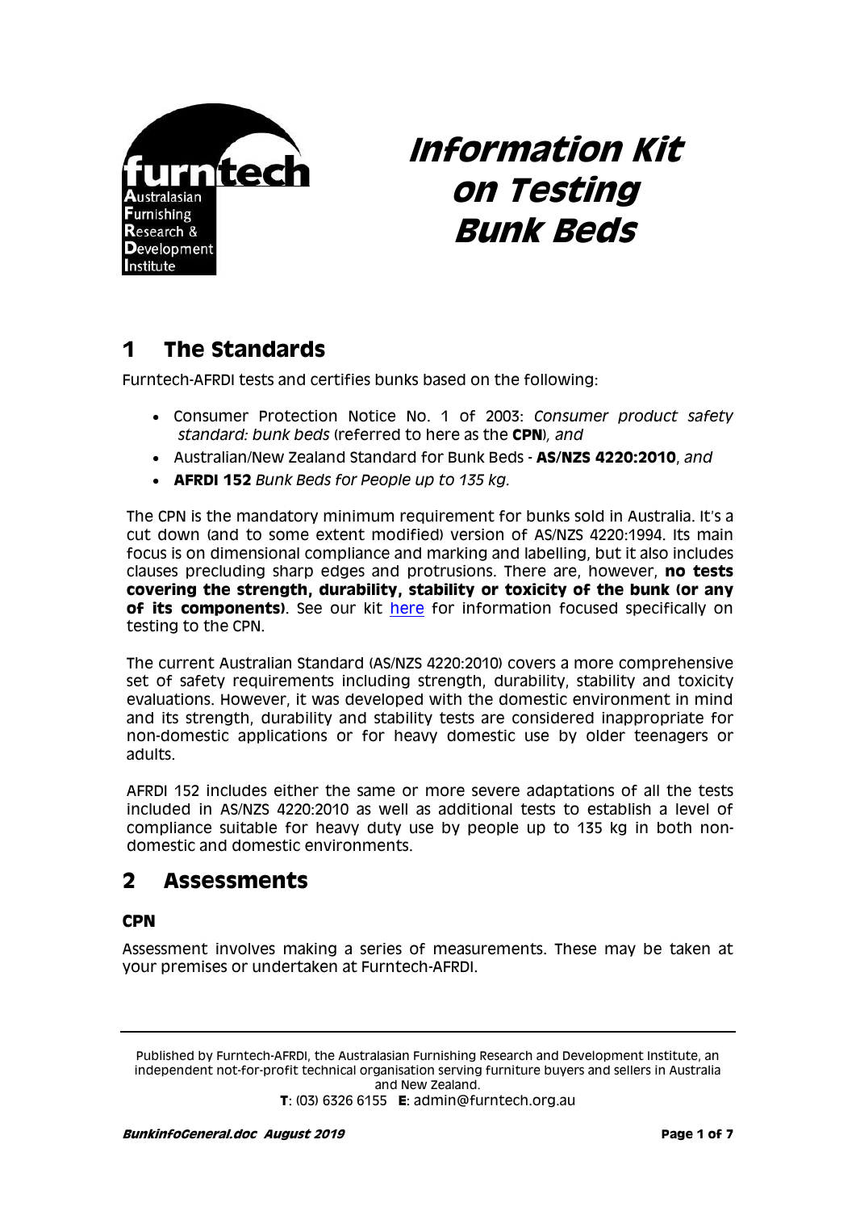furntech

Australasian
Furnishing
Research &
Development
Institute

# Information Kit on Testing Bunk Beds

## 1 The Standards

Furntech-AFRDI tests and certifies bunks based on the following:

- Consumer Protection Notice No. 1 of 2003: *Consumer product safety standard: bunk beds* (referred to here as the **CPN**), *and*
- Australian/New Zealand Standard for Bunk Beds - **AS/NZS 4220:2010**, *and*
- **AFRDI 152** *Bunk Beds for People up to 135 kg.*

The CPN is the mandatory minimum requirement for bunks sold in Australia. It's a cut down (and to some extent modified) version of AS/NZS 4220:1994. Its main focus is on dimensional compliance and marking and labelling, but it also includes clauses precluding sharp edges and protrusions. There are, however, **no tests covering the strength, durability, stability or toxicity of the bunk (or any of its components)**. See our kit here for information focused specifically on testing to the CPN.

The current Australian Standard (AS/NZS 4220:2010) covers a more comprehensive set of safety requirements including strength, durability, stability and toxicity evaluations. However, it was developed with the domestic environment in mind and its strength, durability and stability tests are considered inappropriate for non-domestic applications or for heavy domestic use by older teenagers or adults.

AFRDI 152 includes either the same or more severe adaptations of all the tests included in AS/NZS 4220:2010 as well as additional tests to establish a level of compliance suitable for heavy duty use by people up to 135 kg in both non-domestic and domestic environments.

## 2 Assessments

### CPN

Assessment involves making a series of measurements. These may be taken at your premises or undertaken at Furntech-AFRDI.

---

Published by Furntech-AFRDI, the Australasian Furnishing Research and Development Institute, an independent not-for-profit technical organisation serving furniture buyers and sellers in Australia and New Zealand.

**T**: (03) 6326 6155 **E**: admin@furntech.org.au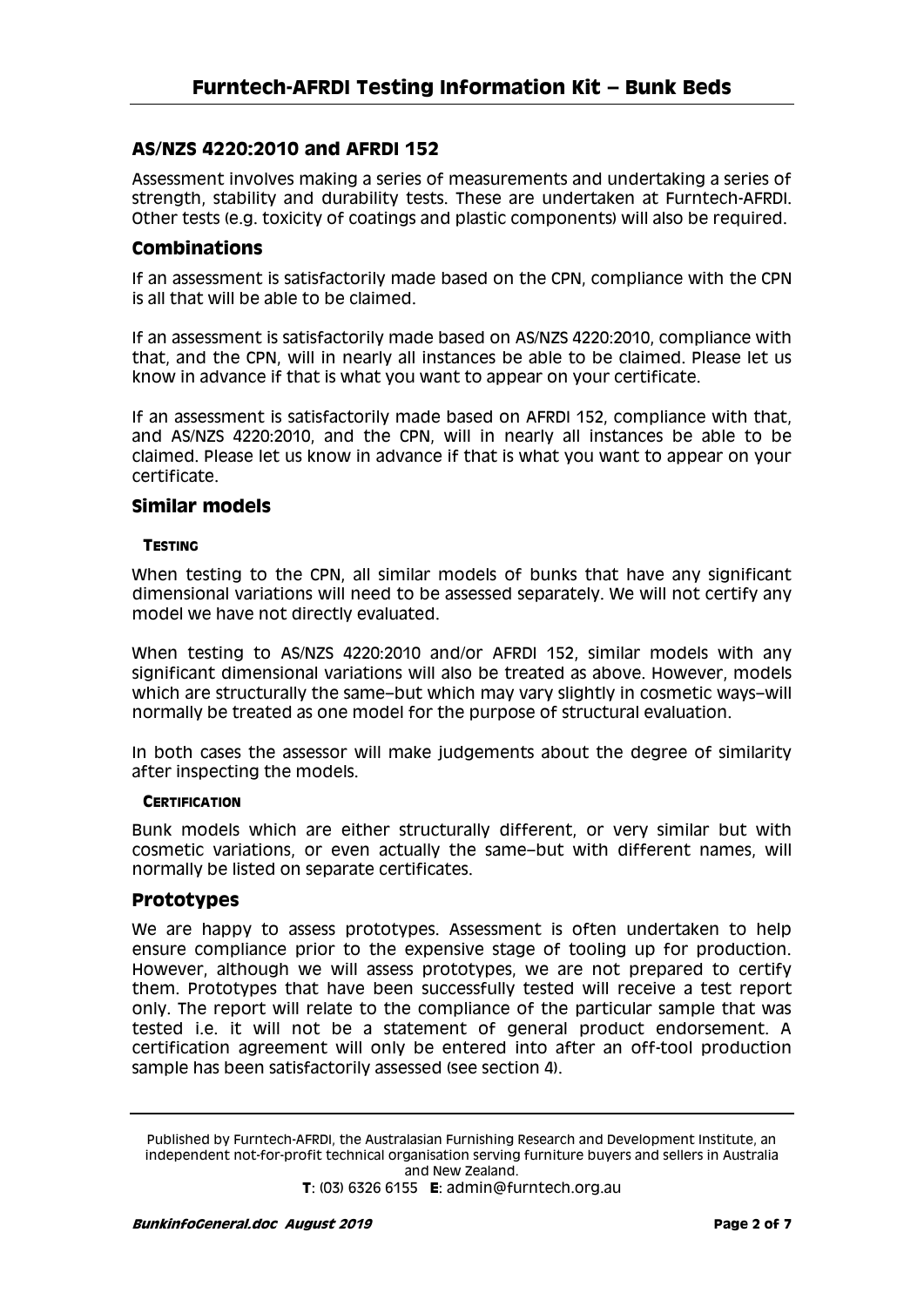## AS/NZS 4220:2010 and AFRDI 152

Assessment involves making a series of measurements and undertaking a series of strength, stability and durability tests. These are undertaken at Furntech-AFRDI. Other tests (e.g. toxicity of coatings and plastic components) will also be required.

### Combinations

If an assessment is satisfactorily made based on the CPN, compliance with the CPN is all that will be able to be claimed.

If an assessment is satisfactorily made based on AS/NZS 4220:2010, compliance with that, and the CPN, will in nearly all instances be able to be claimed. Please let us know in advance if that is what you want to appear on your certificate.

If an assessment is satisfactorily made based on AFRDI 152, compliance with that, and AS/NZS 4220:2010, and the CPN, will in nearly all instances be able to be claimed. Please let us know in advance if that is what you want to appear on your certificate.

### Similar models

#### Testing

When testing to the CPN, all similar models of bunks that have any significant dimensional variations will need to be assessed separately. We will not certify any model we have not directly evaluated.

When testing to AS/NZS 4220:2010 and/or AFRDI 152, similar models with any significant dimensional variations will also be treated as above. However, models which are structurally the same–but which may vary slightly in cosmetic ways–will normally be treated as one model for the purpose of structural evaluation.

In both cases the assessor will make judgements about the degree of similarity after inspecting the models.

#### Certification

Bunk models which are either structurally different, or very similar but with cosmetic variations, or even actually the same–but with different names, will normally be listed on separate certificates.

### Prototypes

We are happy to assess prototypes. Assessment is often undertaken to help ensure compliance prior to the expensive stage of tooling up for production. However, although we will assess prototypes, we are not prepared to certify them. Prototypes that have been successfully tested will receive a test report only. The report will relate to the compliance of the particular sample that was tested i.e. it will not be a statement of general product endorsement. A certification agreement will only be entered into after an off-tool production sample has been satisfactorily assessed (see section 4).

Published by Furntech-AFRDI, the Australasian Furnishing Research and Development Institute, an independent not-for-profit technical organisation serving furniture buyers and sellers in Australia and New Zealand.
**T**: (03) 6326 6155 **E**: admin@furntech.org.au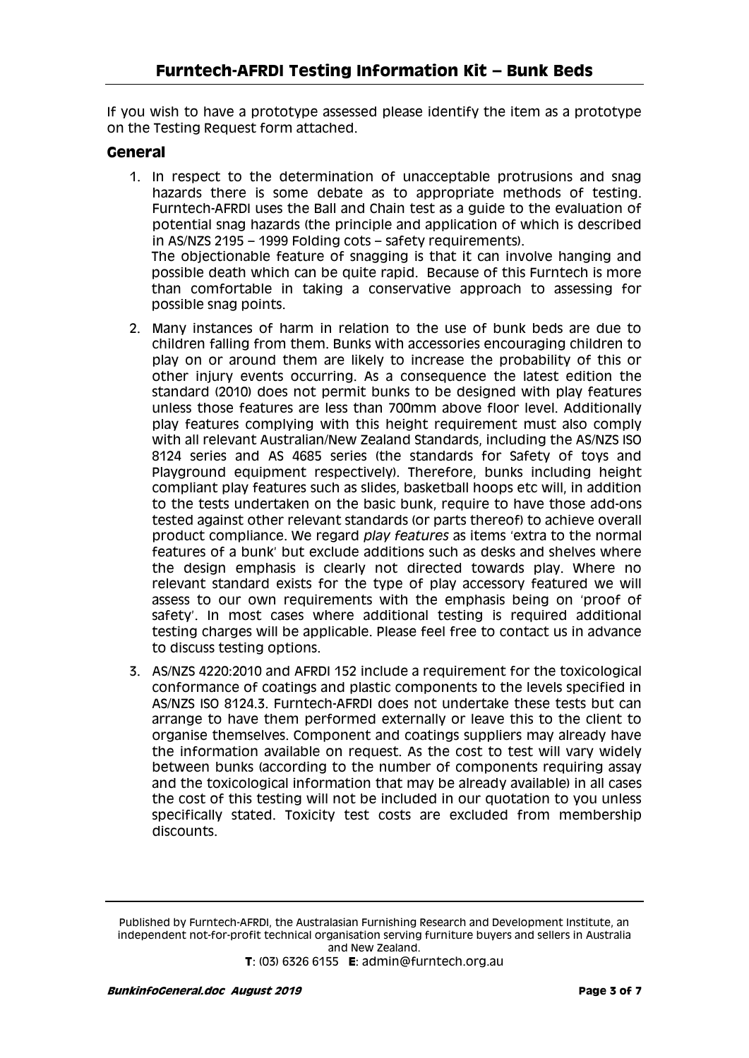If you wish to have a prototype assessed please identify the item as a prototype on the Testing Request form attached.

## General

1. In respect to the determination of unacceptable protrusions and snag hazards there is some debate as to appropriate methods of testing. Furntech-AFRDI uses the Ball and Chain test as a guide to the evaluation of potential snag hazards (the principle and application of which is described in AS/NZS 2195 – 1999 Folding cots – safety requirements).
   The objectionable feature of snagging is that it can involve hanging and possible death which can be quite rapid. Because of this Furntech is more than comfortable in taking a conservative approach to assessing for possible snag points.

2. Many instances of harm in relation to the use of bunk beds are due to children falling from them. Bunks with accessories encouraging children to play on or around them are likely to increase the probability of this or other injury events occurring. As a consequence the latest edition the standard (2010) does not permit bunks to be designed with play features unless those features are less than 700mm above floor level. Additionally play features complying with this height requirement must also comply with all relevant Australian/New Zealand Standards, including the AS/NZS ISO 8124 series and AS 4685 series (the standards for Safety of toys and Playground equipment respectively). Therefore, bunks including height compliant play features such as slides, basketball hoops etc will, in addition to the tests undertaken on the basic bunk, require to have those add-ons tested against other relevant standards (or parts thereof) to achieve overall product compliance. We regard *play features* as items 'extra to the normal features of a bunk' but exclude additions such as desks and shelves where the design emphasis is clearly not directed towards play. Where no relevant standard exists for the type of play accessory featured we will assess to our own requirements with the emphasis being on 'proof of safety'. In most cases where additional testing is required additional testing charges will be applicable. Please feel free to contact us in advance to discuss testing options.

3. AS/NZS 4220:2010 and AFRDI 152 include a requirement for the toxicological conformance of coatings and plastic components to the levels specified in AS/NZS ISO 8124.3. Furntech-AFRDI does not undertake these tests but can arrange to have them performed externally or leave this to the client to organise themselves. Component and coatings suppliers may already have the information available on request. As the cost to test will vary widely between bunks (according to the number of components requiring assay and the toxicological information that may be already available) in all cases the cost of this testing will not be included in our quotation to you unless specifically stated. Toxicity test costs are excluded from membership discounts.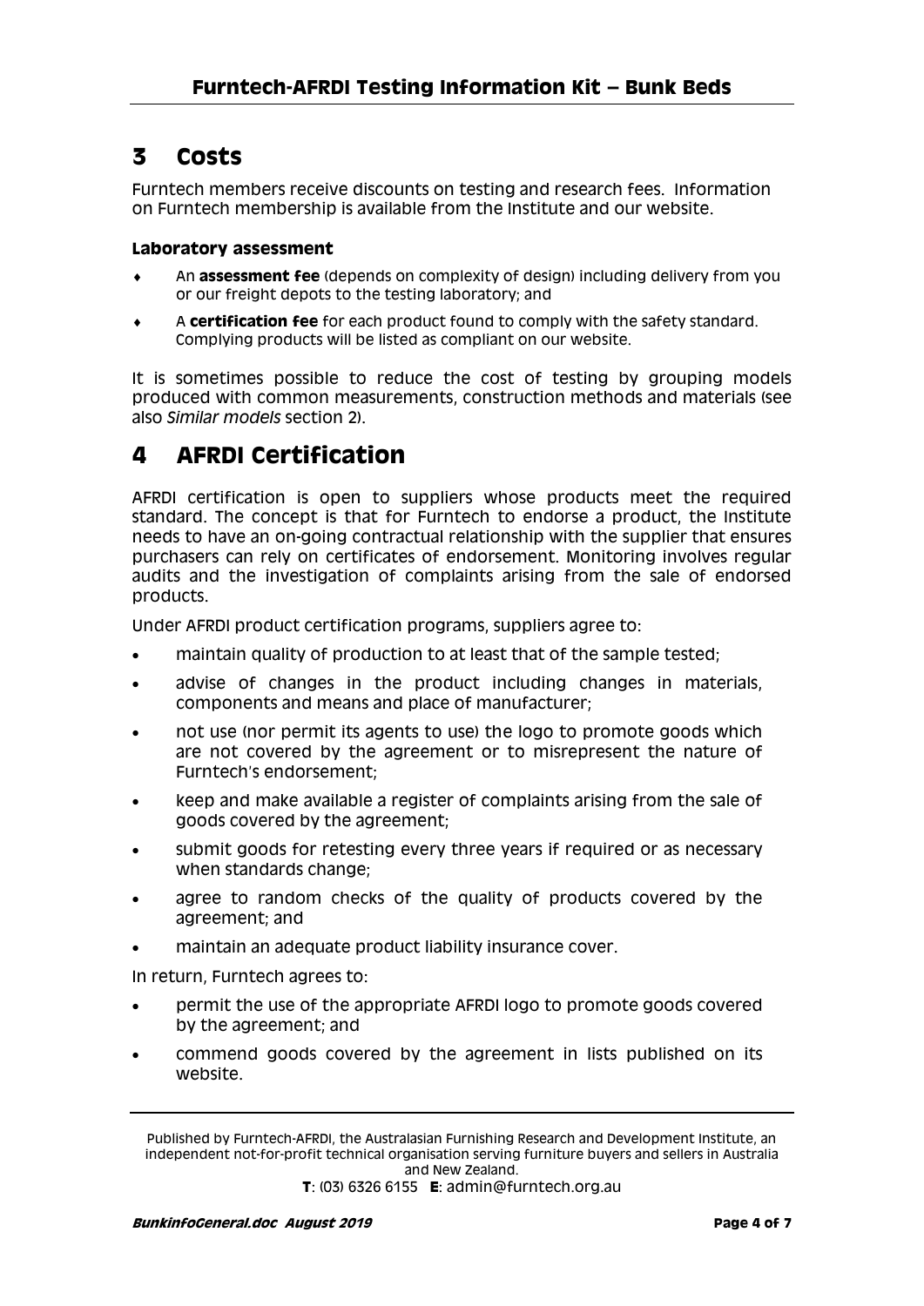## 3 Costs

Furntech members receive discounts on testing and research fees. Information on Furntech membership is available from the Institute and our website.

#### Laboratory assessment

- An **assessment fee** (depends on complexity of design) including delivery from you or our freight depots to the testing laboratory; and
- A **certification fee** for each product found to comply with the safety standard. Complying products will be listed as compliant on our website.

It is sometimes possible to reduce the cost of testing by grouping models produced with common measurements, construction methods and materials (see also *Similar models* section 2).

## 4 AFRDI Certification

AFRDI certification is open to suppliers whose products meet the required standard. The concept is that for Furntech to endorse a product, the Institute needs to have an on-going contractual relationship with the supplier that ensures purchasers can rely on certificates of endorsement. Monitoring involves regular audits and the investigation of complaints arising from the sale of endorsed products.

Under AFRDI product certification programs, suppliers agree to:

- maintain quality of production to at least that of the sample tested;
- advise of changes in the product including changes in materials, components and means and place of manufacturer;
- not use (nor permit its agents to use) the logo to promote goods which are not covered by the agreement or to misrepresent the nature of Furntech's endorsement;
- keep and make available a register of complaints arising from the sale of goods covered by the agreement;
- submit goods for retesting every three years if required or as necessary when standards change;
- agree to random checks of the quality of products covered by the agreement; and
- maintain an adequate product liability insurance cover.

In return, Furntech agrees to:

- permit the use of the appropriate AFRDI logo to promote goods covered by the agreement; and
- commend goods covered by the agreement in lists published on its website.

Published by Furntech-AFRDI, the Australasian Furnishing Research and Development Institute, an independent not-for-profit technical organisation serving furniture buyers and sellers in Australia and New Zealand.
**T**: (03) 6326 6155 **E**: admin@furntech.org.au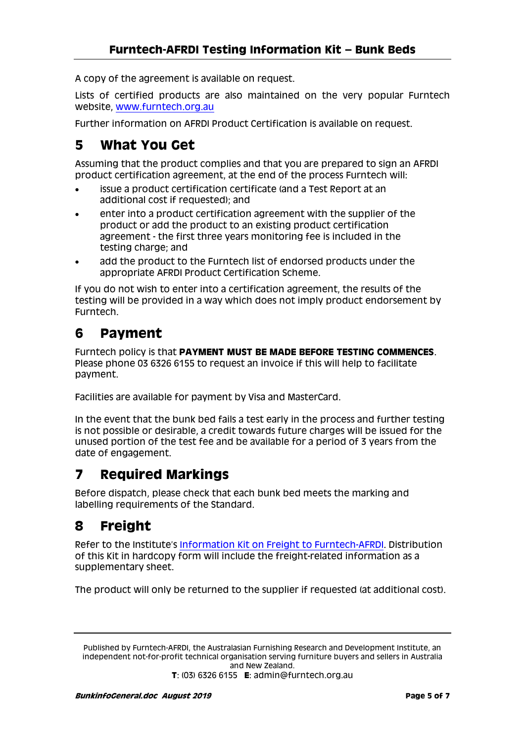A copy of the agreement is available on request.

Lists of certified products are also maintained on the very popular Furntech website, [www.furntech.org.au](http://www.furntech.org.au)

Further information on AFRDI Product Certification is available on request.

## 5 What You Get

Assuming that the product complies and that you are prepared to sign an AFRDI product certification agreement, at the end of the process Furntech will:

- issue a product certification certificate (and a Test Report at an additional cost if requested); and
- enter into a product certification agreement with the supplier of the product or add the product to an existing product certification agreement - the first three years monitoring fee is included in the testing charge; and
- add the product to the Furntech list of endorsed products under the appropriate AFRDI Product Certification Scheme.

If you do not wish to enter into a certification agreement, the results of the testing will be provided in a way which does not imply product endorsement by Furntech.

## 6 Payment

Furntech policy is that **PAYMENT MUST BE MADE BEFORE TESTING COMMENCES**. Please phone 03 6326 6155 to request an invoice if this will help to facilitate payment.

Facilities are available for payment by Visa and MasterCard.

In the event that the bunk bed fails a test early in the process and further testing is not possible or desirable, a credit towards future charges will be issued for the unused portion of the test fee and be available for a period of 3 years from the date of engagement.

## 7 Required Markings

Before dispatch, please check that each bunk bed meets the marking and labelling requirements of the Standard.

## 8 Freight

Refer to the Institute's Information Kit on Freight to Furntech-AFRDI. Distribution of this Kit in hardcopy form will include the freight-related information as a supplementary sheet.

The product will only be returned to the supplier if requested (at additional cost).

Published by Furntech-AFRDI, the Australasian Furnishing Research and Development Institute, an independent not-for-profit technical organisation serving furniture buyers and sellers in Australia and New Zealand.
**T**: (03) 6326 6155 **E**: admin@furntech.org.au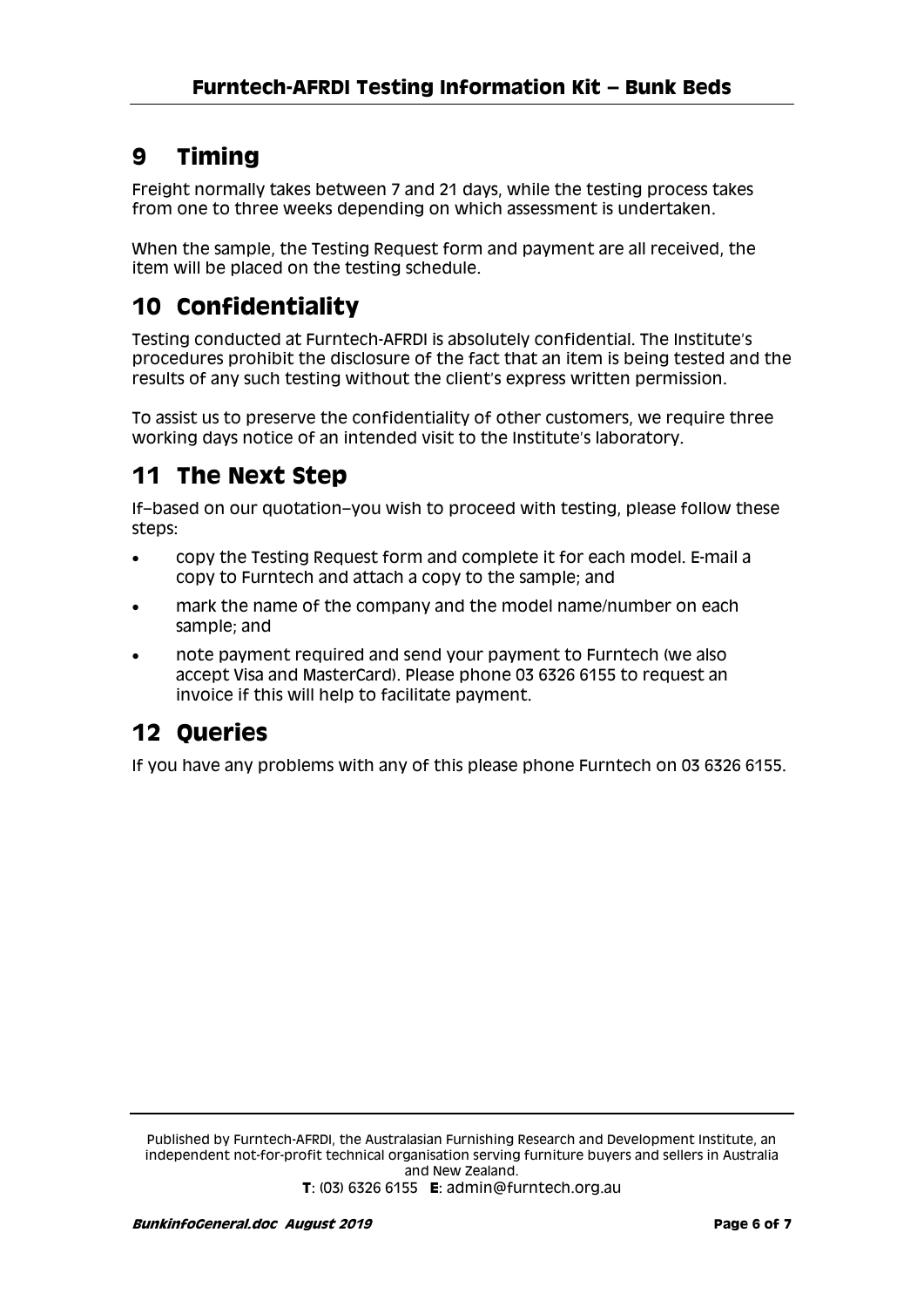## 9 Timing

Freight normally takes between 7 and 21 days, while the testing process takes from one to three weeks depending on which assessment is undertaken.

When the sample, the Testing Request form and payment are all received, the item will be placed on the testing schedule.

## 10 Confidentiality

Testing conducted at Furntech-AFRDI is absolutely confidential. The Institute's procedures prohibit the disclosure of the fact that an item is being tested and the results of any such testing without the client's express written permission.

To assist us to preserve the confidentiality of other customers, we require three working days notice of an intended visit to the Institute's laboratory.

## 11 The Next Step

If–based on our quotation–you wish to proceed with testing, please follow these steps:

- copy the Testing Request form and complete it for each model. E-mail a copy to Furntech and attach a copy to the sample; and
- mark the name of the company and the model name/number on each sample; and
- note payment required and send your payment to Furntech (we also accept Visa and MasterCard). Please phone 03 6326 6155 to request an invoice if this will help to facilitate payment.

## 12 Queries

If you have any problems with any of this please phone Furntech on 03 6326 6155.

Published by Furntech-AFRDI, the Australasian Furnishing Research and Development Institute, an independent not-for-profit technical organisation serving furniture buyers and sellers in Australia and New Zealand.

**T**: (03) 6326 6155 **E**: admin@furntech.org.au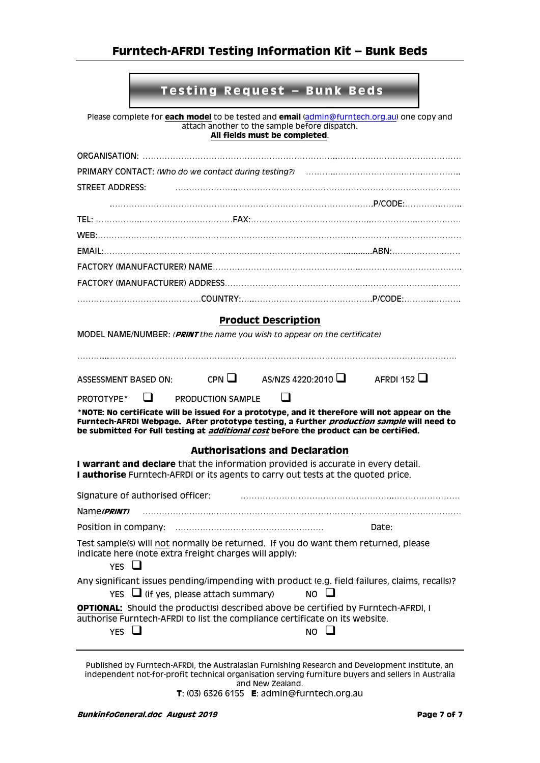# Testing Request – Bunk Beds

Please complete for **each model** to be tested and **email** (admin@furntech.org.au) one copy and attach another to the sample before dispatch.
**All fields must be completed**.

ORGANISATION: ……………………………………………………………………………………………………

PRIMARY CONTACT: *(Who do we contact during testing?)* ……………………………………………

STREET ADDRESS: ……………………………………………………………………………………………

……………………………………………………………………………………………P/CODE:………………

TEL: ………………………………………………FAX:…………………………………………………………

WEB:…………………………………………………………………………………………………………………

EMAIL:……………………………………………………………………………………ABN:……………………

FACTORY (MANUFACTURER) NAME……………………………………………………………………………

FACTORY (MANUFACTURER) ADDRESS…………………………………………………………………………

………………………………………COUNTRY:…………………………………………P/CODE:………………

## Product Description

MODEL NAME/NUMBER: *(**PRINT** the name you wish to appear on the certificate)*

……………………………………………………………………………………………………………………………

ASSESSMENT BASED ON: CPN ☐ AS/NZS 4220:2010 ☐ AFRDI 152 ☐

PROTOTYPE* ☐ PRODUCTION SAMPLE ☐

**\*NOTE: No certificate will be issued for a prototype, and it therefore will not appear on the Furntech-AFRDI Webpage. After prototype testing, a further *production sample* will need to be submitted for full testing at *additional cost* before the product can be certified.**

## Authorisations and Declaration

**I warrant and declare** that the information provided is accurate in every detail.
**I authorise** Furntech-AFRDI or its agents to carry out tests at the quoted price.

Signature of authorised officer: ……………………………………………………………

Name***(PRINT)*** ……………………………………………………………………………………

Position in company: ……………………………………………… Date:

Test sample(s) will not normally be returned. If you do want them returned, please indicate here (note extra freight charges will apply):

YES ☐

Any significant issues pending/impending with product (e.g. field failures, claims, recalls)?

YES ☐ (if yes, please attach summary) NO ☐

**OPTIONAL:** Should the product(s) described above be certified by Furntech-AFRDI, I authorise Furntech-AFRDI to list the compliance certificate on its website.

YES ☐ NO ☐

Published by Furntech-AFRDI, the Australasian Furnishing Research and Development Institute, an independent not-for-profit technical organisation serving furniture buyers and sellers in Australia and New Zealand.
**T**: (03) 6326 6155 **E**: admin@furntech.org.au